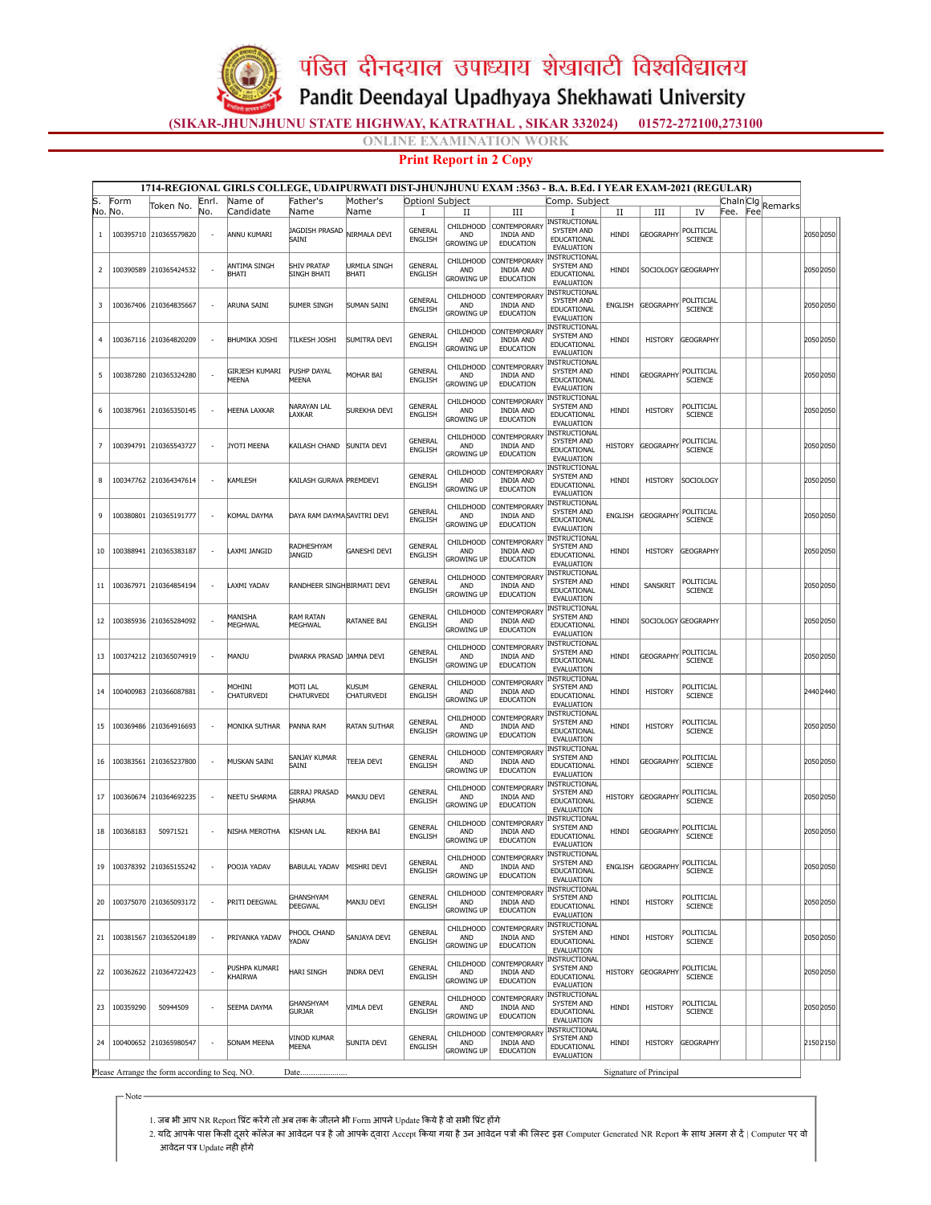# पंडित दीनदयाल उपाध्याय शेखावाटी विश्वविद्यालय

# Pandit Deendayal Upadhyaya Shekhawati University

**(SIKAR-JHUNJHUNU STATE HIGHWAY, KATRATHAL , SIKAR 332024) 01572-272100,273100**

**ONLINE EXAMINATION WORK**

**Print Report in 2 Copy**

**1714-REGIONAL GIRLS COLLEGE, UDAIPURWATI DIST-JHUNJHUNU EXAM :3563 - B.A. B.Ed. I YEAR EXAM-2021 (REGULAR)**

| S. No. | Form No. | Token No. | Enrl. No. | Name of Candidate | Father's Name | Mother's Name | Optionl Subject I | II | III | Comp. Subject I | II | III | IV | Chaln Fee. | Clg Fee | Remarks | | |
|---|---|---|---|---|---|---|---|---|---|---|---|---|---|---|---|---|---|---|
| 1 | 100395710 | 210365579820 | - | ANNU KUMARI | JAGDISH PRASAD SAINI | NIRMALA DEVI | GENERAL ENGLISH | CHILDHOOD AND GROWING UP | CONTEMPORARY INDIA AND EDUCATION | INSTRUCTIONAL SYSTEM AND EDUCATIONAL EVALUATION | HINDI | GEOGRAPHY | POLITICIAL SCIENCE | | | | 2050 | 2050 |
| 2 | 100390589 | 210365424532 | - | ANTIMA SINGH BHATI | SHIV PRATAP SINGH BHATI | URMILA SINGH BHATI | GENERAL ENGLISH | CHILDHOOD AND GROWING UP | CONTEMPORARY INDIA AND EDUCATION | INSTRUCTIONAL SYSTEM AND EDUCATIONAL EVALUATION | HINDI | SOCIOLOGY | GEOGRAPHY | | | | 2050 | 2050 |
| 3 | 100367406 | 210364835667 | - | ARUNA SAINI | SUMER SINGH | SUMAN SAINI | GENERAL ENGLISH | CHILDHOOD AND GROWING UP | CONTEMPORARY INDIA AND EDUCATION | INSTRUCTIONAL SYSTEM AND EDUCATIONAL EVALUATION | ENGLISH | GEOGRAPHY | POLITICIAL SCIENCE | | | | 2050 | 2050 |
| 4 | 100367116 | 210364820209 | - | BHUMIKA JOSHI | TILKESH JOSHI | SUMITRA DEVI | GENERAL ENGLISH | CHILDHOOD AND GROWING UP | CONTEMPORARY INDIA AND EDUCATION | INSTRUCTIONAL SYSTEM AND EDUCATIONAL EVALUATION | HINDI | HISTORY | GEOGRAPHY | | | | 2050 | 2050 |
| 5 | 100387280 | 210365324280 | - | GIRJESH KUMARI MEENA | PUSHP DAYAL MEENA | MOHAR BAI | GENERAL ENGLISH | CHILDHOOD AND GROWING UP | CONTEMPORARY INDIA AND EDUCATION | INSTRUCTIONAL SYSTEM AND EDUCATIONAL EVALUATION | HINDI | GEOGRAPHY | POLITICIAL SCIENCE | | | | 2050 | 2050 |
| 6 | 100387961 | 210365350145 | - | HEENA LAXKAR | NARAYAN LAL LAXKAR | SUREKHA DEVI | GENERAL ENGLISH | CHILDHOOD AND GROWING UP | CONTEMPORARY INDIA AND EDUCATION | INSTRUCTIONAL SYSTEM AND EDUCATIONAL EVALUATION | HINDI | HISTORY | POLITICIAL SCIENCE | | | | 2050 | 2050 |
| 7 | 100394791 | 210365543727 | - | JYOTI MEENA | KAILASH CHAND | SUNITA DEVI | GENERAL ENGLISH | CHILDHOOD AND GROWING UP | CONTEMPORARY INDIA AND EDUCATION | INSTRUCTIONAL SYSTEM AND EDUCATIONAL EVALUATION | HISTORY | GEOGRAPHY | POLITICIAL SCIENCE | | | | 2050 | 2050 |
| 8 | 100347762 | 210364347614 | - | KAMLESH | KAILASH GURAVA | PREMDEVI | GENERAL ENGLISH | CHILDHOOD AND GROWING UP | CONTEMPORARY INDIA AND EDUCATION | INSTRUCTIONAL SYSTEM AND EDUCATIONAL EVALUATION | HINDI | HISTORY | SOCIOLOGY | | | | 2050 | 2050 |
| 9 | 100380801 | 210365191777 | - | KOMAL DAYMA | DAYA RAM DAYMA | SAVITRI DEVI | GENERAL ENGLISH | CHILDHOOD AND GROWING UP | CONTEMPORARY INDIA AND EDUCATION | INSTRUCTIONAL SYSTEM AND EDUCATIONAL EVALUATION | ENGLISH | GEOGRAPHY | POLITICIAL SCIENCE | | | | 2050 | 2050 |
| 10 | 100388941 | 210365383187 | - | LAXMI JANGID | RADHESHYAM JANGID | GANESHI DEVI | GENERAL ENGLISH | CHILDHOOD AND GROWING UP | CONTEMPORARY INDIA AND EDUCATION | INSTRUCTIONAL SYSTEM AND EDUCATIONAL EVALUATION | HINDI | HISTORY | GEOGRAPHY | | | | 2050 | 2050 |
| 11 | 100367971 | 210364854194 | - | LAXMI YADAV | RANDHEER SINGH | BIRMATI DEVI | GENERAL ENGLISH | CHILDHOOD AND GROWING UP | CONTEMPORARY INDIA AND EDUCATION | INSTRUCTIONAL SYSTEM AND EDUCATIONAL EVALUATION | HINDI | SANSKRIT | POLITICIAL SCIENCE | | | | 2050 | 2050 |
| 12 | 100385936 | 210365284092 | - | MANISHA MEGHWAL | RAM RATAN MEGHWAL | RATANEE BAI | GENERAL ENGLISH | CHILDHOOD AND GROWING UP | CONTEMPORARY INDIA AND EDUCATION | INSTRUCTIONAL SYSTEM AND EDUCATIONAL EVALUATION | HINDI | SOCIOLOGY | GEOGRAPHY | | | | 2050 | 2050 |
| 13 | 100374212 | 210365074919 | - | MANJU | DWARKA PRASAD | JAMNA DEVI | GENERAL ENGLISH | CHILDHOOD AND GROWING UP | CONTEMPORARY INDIA AND EDUCATION | INSTRUCTIONAL SYSTEM AND EDUCATIONAL EVALUATION | HINDI | GEOGRAPHY | POLITICIAL SCIENCE | | | | 2050 | 2050 |
| 14 | 100400983 | 210366087881 | - | MOHINI CHATURVEDI | MOTI LAL CHATURVEDI | KUSUM CHATURVEDI | GENERAL ENGLISH | CHILDHOOD AND GROWING UP | CONTEMPORARY INDIA AND EDUCATION | INSTRUCTIONAL SYSTEM AND EDUCATIONAL EVALUATION | HINDI | HISTORY | POLITICIAL SCIENCE | | | | 2440 | 2440 |
| 15 | 100369486 | 210364916693 | - | MONIKA SUTHAR | PANNA RAM | RATAN SUTHAR | GENERAL ENGLISH | CHILDHOOD AND GROWING UP | CONTEMPORARY INDIA AND EDUCATION | INSTRUCTIONAL SYSTEM AND EDUCATIONAL EVALUATION | HINDI | HISTORY | POLITICIAL SCIENCE | | | | 2050 | 2050 |
| 16 | 100383561 | 210365237800 | - | MUSKAN SAINI | SANJAY KUMAR SAINI | TEEJA DEVI | GENERAL ENGLISH | CHILDHOOD AND GROWING UP | CONTEMPORARY INDIA AND EDUCATION | INSTRUCTIONAL SYSTEM AND EDUCATIONAL EVALUATION | HINDI | GEOGRAPHY | POLITICIAL SCIENCE | | | | 2050 | 2050 |
| 17 | 100360674 | 210364692235 | - | NEETU SHARMA | GIRRAJ PRASAD SHARMA | MANJU DEVI | GENERAL ENGLISH | CHILDHOOD AND GROWING UP | CONTEMPORARY INDIA AND EDUCATION | INSTRUCTIONAL SYSTEM AND EDUCATIONAL EVALUATION | HISTORY | GEOGRAPHY | POLITICIAL SCIENCE | | | | 2050 | 2050 |
| 18 | 100368183 | 50971521 | - | NISHA MEROTHA | KISHAN LAL | REKHA BAI | GENERAL ENGLISH | CHILDHOOD AND GROWING UP | CONTEMPORARY INDIA AND EDUCATION | INSTRUCTIONAL SYSTEM AND EDUCATIONAL EVALUATION | HINDI | GEOGRAPHY | POLITICIAL SCIENCE | | | | 2050 | 2050 |
| 19 | 100378392 | 210365155242 | - | POOJA YADAV | BABULAL YADAV | MISHRI DEVI | GENERAL ENGLISH | CHILDHOOD AND GROWING UP | CONTEMPORARY INDIA AND EDUCATION | INSTRUCTIONAL SYSTEM AND EDUCATIONAL EVALUATION | ENGLISH | GEOGRAPHY | POLITICIAL SCIENCE | | | | 2050 | 2050 |
| 20 | 100375070 | 210365093172 | - | PRITI DEEGWAL | GHANSHYAM DEEGWAL | MANJU DEVI | GENERAL ENGLISH | CHILDHOOD AND GROWING UP | CONTEMPORARY INDIA AND EDUCATION | INSTRUCTIONAL SYSTEM AND EDUCATIONAL EVALUATION | HINDI | HISTORY | POLITICIAL SCIENCE | | | | 2050 | 2050 |
| 21 | 100381567 | 210365204189 | - | PRIYANKA YADAV | PHOOL CHAND YADAV | SANJAYA DEVI | GENERAL ENGLISH | CHILDHOOD AND GROWING UP | CONTEMPORARY INDIA AND EDUCATION | INSTRUCTIONAL SYSTEM AND EDUCATIONAL EVALUATION | HINDI | HISTORY | POLITICIAL SCIENCE | | | | 2050 | 2050 |
| 22 | 100362622 | 210364722423 | - | PUSHPA KUMARI KHAIRWA | HARI SINGH | INDRA DEVI | GENERAL ENGLISH | CHILDHOOD AND GROWING UP | CONTEMPORARY INDIA AND EDUCATION | INSTRUCTIONAL SYSTEM AND EDUCATIONAL EVALUATION | HISTORY | GEOGRAPHY | POLITICIAL SCIENCE | | | | 2050 | 2050 |
| 23 | 100359290 | 50944509 | - | SEEMA DAYMA | GHANSHYAM GURJAR | VIMLA DEVI | GENERAL ENGLISH | CHILDHOOD AND GROWING UP | CONTEMPORARY INDIA AND EDUCATION | INSTRUCTIONAL SYSTEM AND EDUCATIONAL EVALUATION | HINDI | HISTORY | POLITICIAL SCIENCE | | | | 2050 | 2050 |
| 24 | 100400652 | 210365980547 | - | SONAM MEENA | VINOD KUMAR MEENA | SUNITA DEVI | GENERAL ENGLISH | CHILDHOOD AND GROWING UP | CONTEMPORARY INDIA AND EDUCATION | INSTRUCTIONAL SYSTEM AND EDUCATIONAL EVALUATION | HINDI | HISTORY | GEOGRAPHY | | | | 2150 | 2150 |

Please Arrange the form according to Seq. NO. Date...................... Signature of Principal

Note

1. जब भी आप NR Report प्रिंट करेंगे तो अब तक के जीतने भी Form आपने Update किये है वो सभी प्रिंट होंगे
2. यदि आपके पास किसी दूसरे कॉलेज का आवेदन पत्र है जो आपके द्वारा Accept किया गया है उन आवेदन पत्रों की लिस्ट इस Computer Generated NR Report के साथ अलग से दें | Computer पर वो आवेदन पत्र Update नहीं होंगे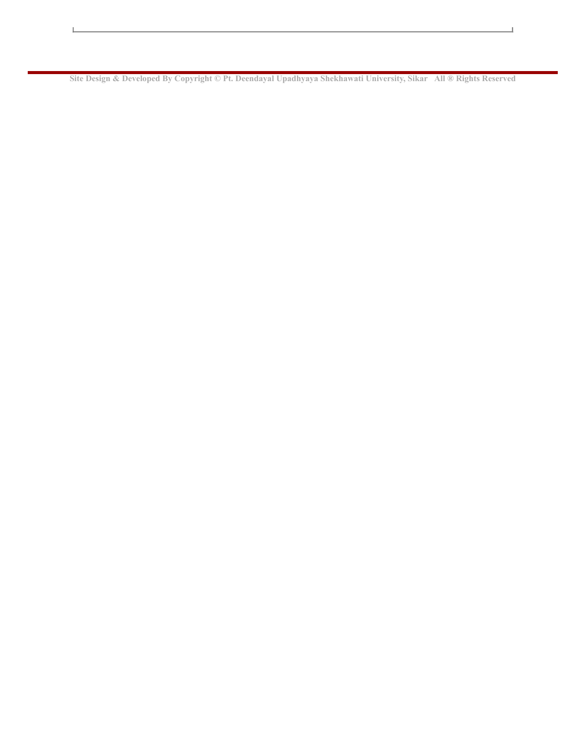Site Design & Developed By Copyright © Pt. Deendayal Upadhyaya Shekhawati University, Sikar All ® Rights Reserved